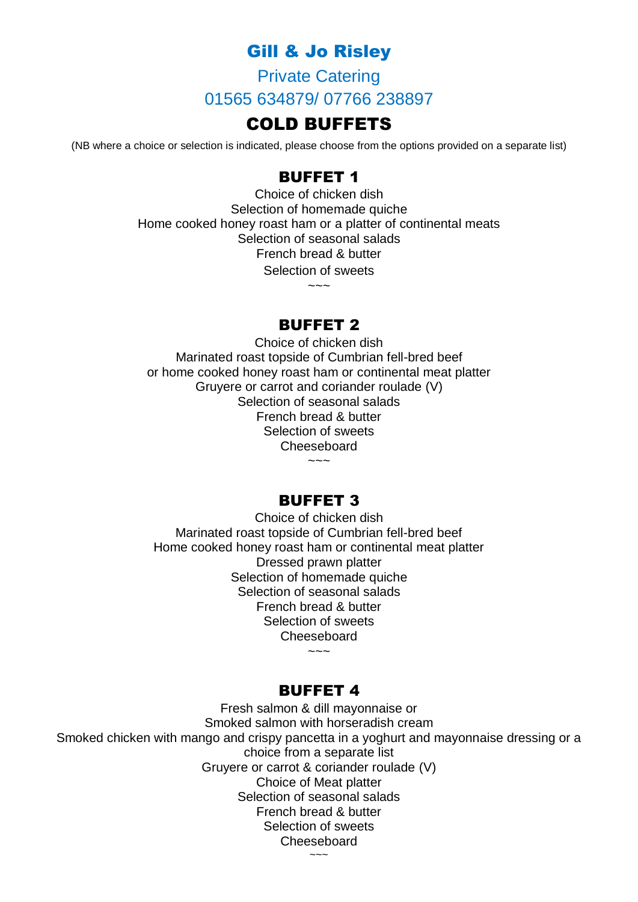# Gill & Jo Risley

Private Catering

01565 634879/ 07766 238897

## COLD BUFFETS

(NB where a choice or selection is indicated, please choose from the options provided on a separate list)

### BUFFET 1

Choice of chicken dish
Selection of homemade quiche
Home cooked honey roast ham or a platter of continental meats
Selection of seasonal salads
French bread & butter
Selection of sweets

~~~

### BUFFET 2

Choice of chicken dish
Marinated roast topside of Cumbrian fell-bred beef
or home cooked honey roast ham or continental meat platter
Gruyere or carrot and coriander roulade (V)
Selection of seasonal salads
French bread & butter
Selection of sweets
Cheeseboard

~~~

### BUFFET 3

Choice of chicken dish
Marinated roast topside of Cumbrian fell-bred beef
Home cooked honey roast ham or continental meat platter
Dressed prawn platter
Selection of homemade quiche
Selection of seasonal salads
French bread & butter
Selection of sweets
Cheeseboard

~~~

### BUFFET 4

Fresh salmon & dill mayonnaise or
Smoked salmon with horseradish cream
Smoked chicken with mango and crispy pancetta in a yoghurt and mayonnaise dressing or a choice from a separate list
Gruyere or carrot & coriander roulade (V)
Choice of Meat platter
Selection of seasonal salads
French bread & butter
Selection of sweets
Cheeseboard

~~~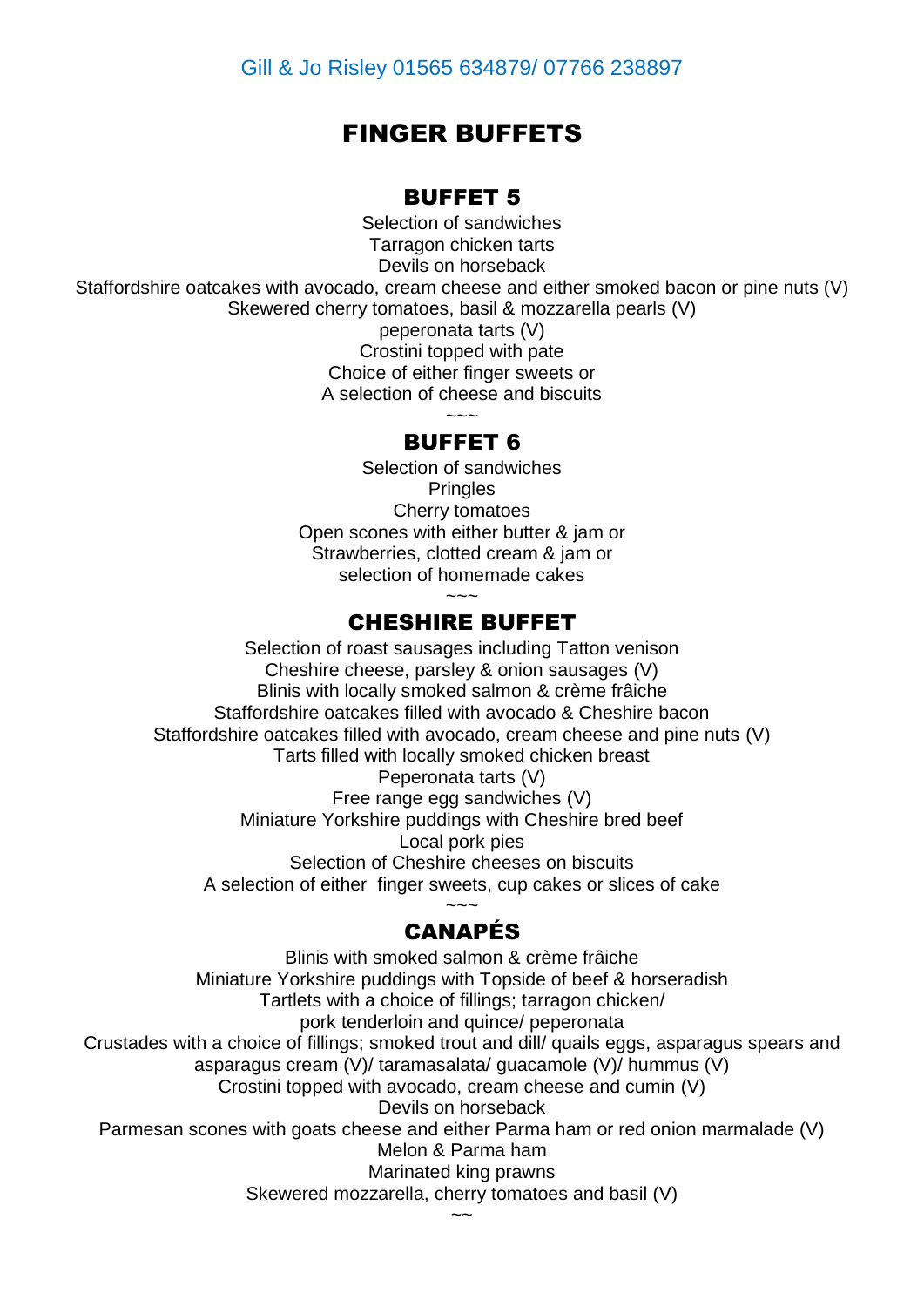Gill & Jo Risley 01565 634879/ 07766 238897

# FINGER BUFFETS

## BUFFET 5

Selection of sandwiches
Tarragon chicken tarts
Devils on horseback
Staffordshire oatcakes with avocado, cream cheese and either smoked bacon or pine nuts (V)
Skewered cherry tomatoes, basil & mozzarella pearls (V)
peperonata tarts (V)
Crostini topped with pate
Choice of either finger sweets or
A selection of cheese and biscuits

~~~

## BUFFET 6

Selection of sandwiches
Pringles
Cherry tomatoes
Open scones with either butter & jam or
Strawberries, clotted cream & jam or
selection of homemade cakes

~~~

## CHESHIRE BUFFET

Selection of roast sausages including Tatton venison
Cheshire cheese, parsley & onion sausages (V)
Blinis with locally smoked salmon & crème fraîche
Staffordshire oatcakes filled with avocado & Cheshire bacon
Staffordshire oatcakes filled with avocado, cream cheese and pine nuts (V)
Tarts filled with locally smoked chicken breast
Peperonata tarts (V)
Free range egg sandwiches (V)
Miniature Yorkshire puddings with Cheshire bred beef
Local pork pies
Selection of Cheshire cheeses on biscuits
A selection of either finger sweets, cup cakes or slices of cake

~~~

## CANAPÉS

Blinis with smoked salmon & crème fraîche
Miniature Yorkshire puddings with Topside of beef & horseradish
Tartlets with a choice of fillings; tarragon chicken/
pork tenderloin and quince/ peperonata
Crustades with a choice of fillings; smoked trout and dill/ quails eggs, asparagus spears and asparagus cream (V)/ taramasalata/ guacamole (V)/ hummus (V)
Crostini topped with avocado, cream cheese and cumin (V)
Devils on horseback
Parmesan scones with goats cheese and either Parma ham or red onion marmalade (V)
Melon & Parma ham
Marinated king prawns
Skewered mozzarella, cherry tomatoes and basil (V)

~~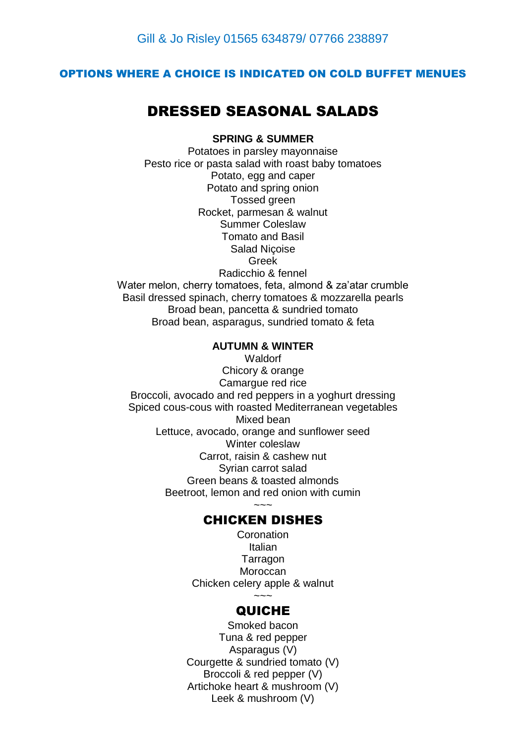Gill & Jo Risley 01565 634879/ 07766 238897

**OPTIONS WHERE A CHOICE IS INDICATED ON COLD BUFFET MENUES**

# DRESSED SEASONAL SALADS

**SPRING & SUMMER**

Potatoes in parsley mayonnaise
Pesto rice or pasta salad with roast baby tomatoes
Potato, egg and caper
Potato and spring onion
Tossed green
Rocket, parmesan & walnut
Summer Coleslaw
Tomato and Basil
Salad Niçoise
Greek
Radicchio & fennel
Water melon, cherry tomatoes, feta, almond & za'atar crumble
Basil dressed spinach, cherry tomatoes & mozzarella pearls
Broad bean, pancetta & sundried tomato
Broad bean, asparagus, sundried tomato & feta

**AUTUMN & WINTER**

Waldorf
Chicory & orange
Camargue red rice
Broccoli, avocado and red peppers in a yoghurt dressing
Spiced cous-cous with roasted Mediterranean vegetables
Mixed bean
Lettuce, avocado, orange and sunflower seed
Winter coleslaw
Carrot, raisin & cashew nut
Syrian carrot salad
Green beans & toasted almonds
Beetroot, lemon and red onion with cumin

~~~

## CHICKEN DISHES

Coronation
Italian
Tarragon
Moroccan
Chicken celery apple & walnut

~~~

## QUICHE

Smoked bacon
Tuna & red pepper
Asparagus (V)
Courgette & sundried tomato (V)
Broccoli & red pepper (V)
Artichoke heart & mushroom (V)
Leek & mushroom (V)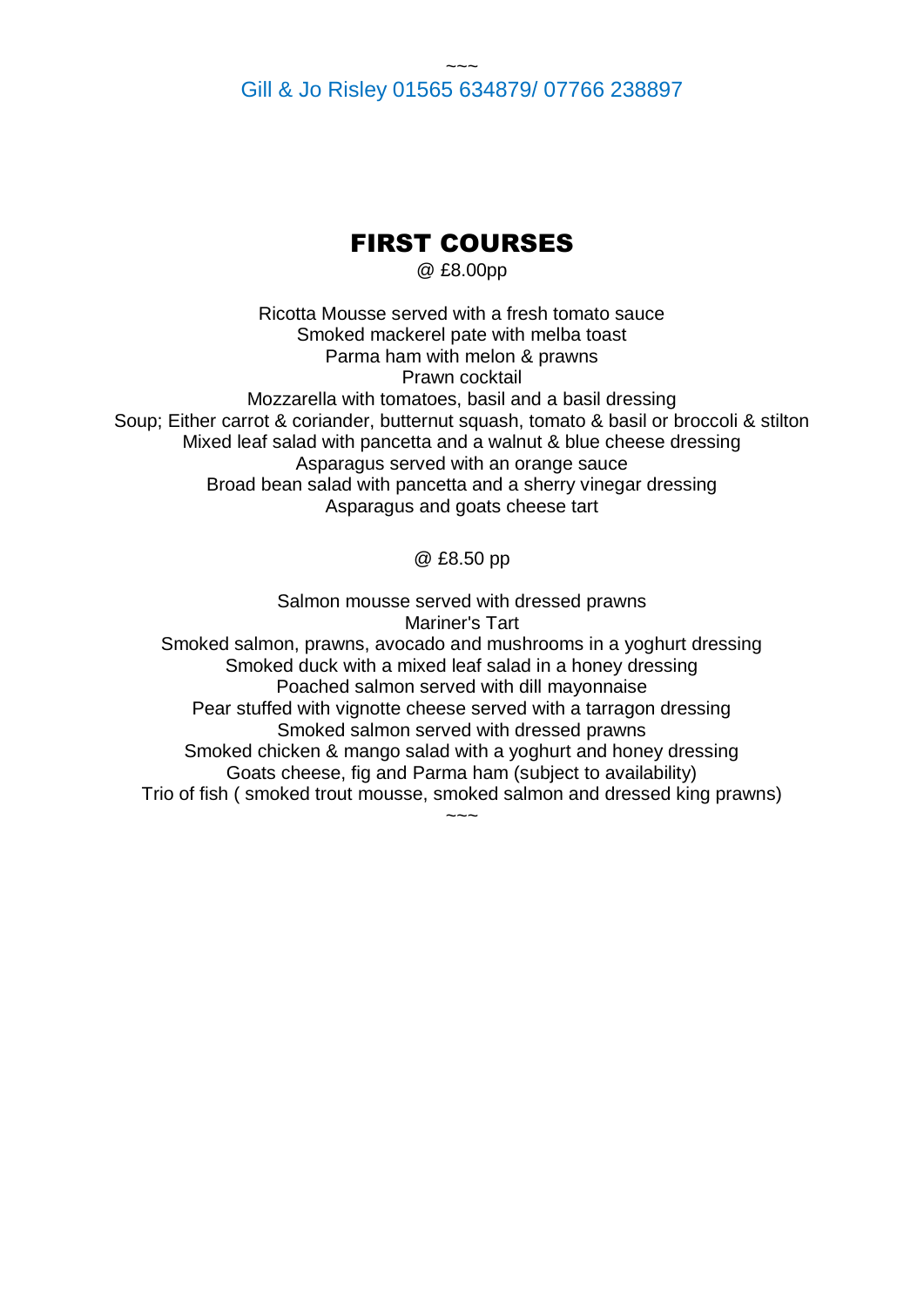~~~

Gill & Jo Risley 01565 634879/ 07766 238897

# FIRST COURSES

@ £8.00pp

Ricotta Mousse served with a fresh tomato sauce
Smoked mackerel pate with melba toast
Parma ham with melon & prawns
Prawn cocktail
Mozzarella with tomatoes, basil and a basil dressing
Soup; Either carrot & coriander, butternut squash, tomato & basil or broccoli & stilton
Mixed leaf salad with pancetta and a walnut & blue cheese dressing
Asparagus served with an orange sauce
Broad bean salad with pancetta and a sherry vinegar dressing
Asparagus and goats cheese tart

@ £8.50 pp

Salmon mousse served with dressed prawns
Mariner's Tart
Smoked salmon, prawns, avocado and mushrooms in a yoghurt dressing
Smoked duck with a mixed leaf salad in a honey dressing
Poached salmon served with dill mayonnaise
Pear stuffed with vignotte cheese served with a tarragon dressing
Smoked salmon served with dressed prawns
Smoked chicken & mango salad with a yoghurt and honey dressing
Goats cheese, fig and Parma ham (subject to availability)
Trio of fish ( smoked trout mousse, smoked salmon and dressed king prawns)

~~~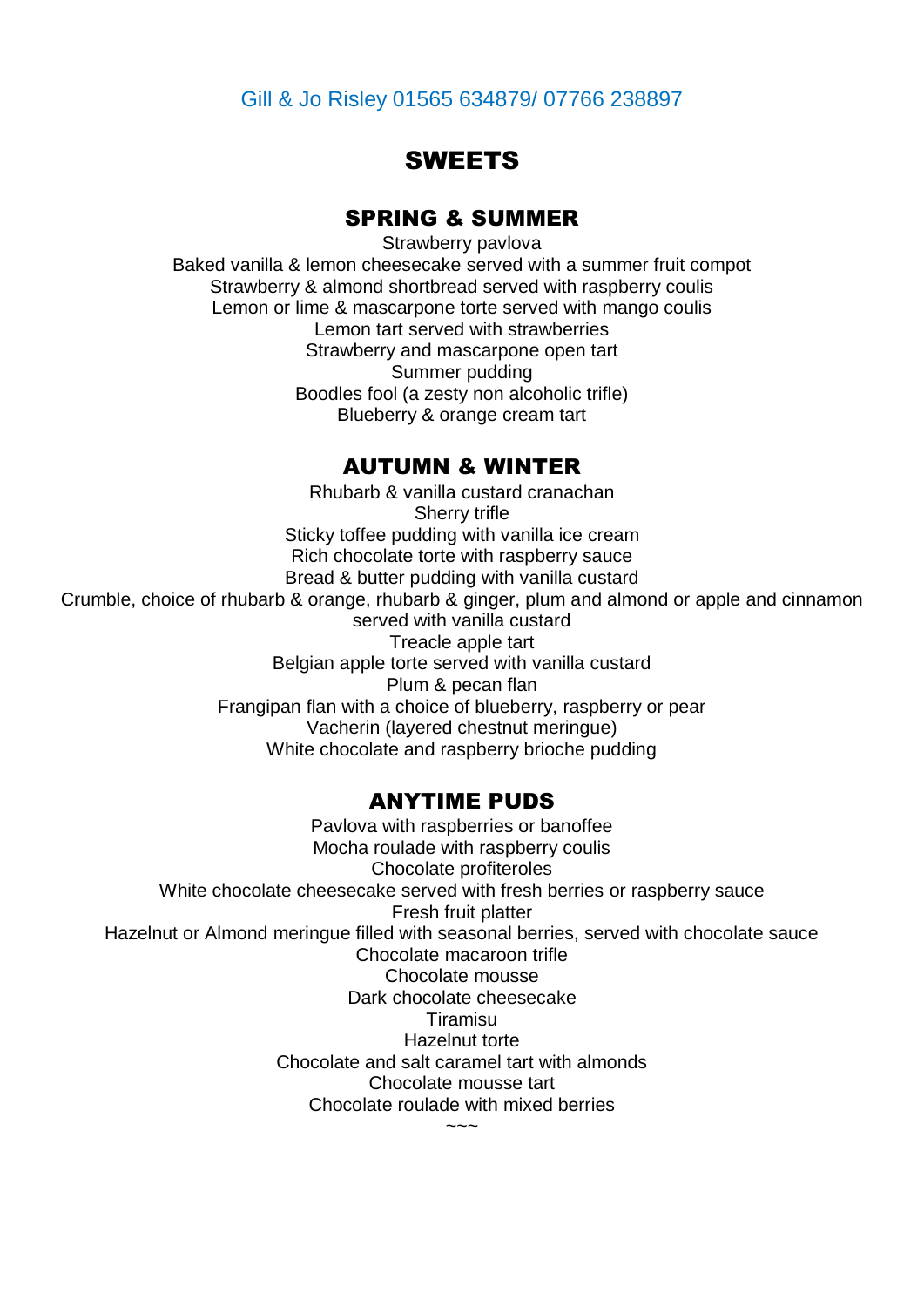Gill & Jo Risley 01565 634879/ 07766 238897

# SWEETS

## SPRING & SUMMER

Strawberry pavlova
Baked vanilla & lemon cheesecake served with a summer fruit compot
Strawberry & almond shortbread served with raspberry coulis
Lemon or lime & mascarpone torte served with mango coulis
Lemon tart served with strawberries
Strawberry and mascarpone open tart
Summer pudding
Boodles fool (a zesty non alcoholic trifle)
Blueberry & orange cream tart

## AUTUMN & WINTER

Rhubarb & vanilla custard cranachan
Sherry trifle
Sticky toffee pudding with vanilla ice cream
Rich chocolate torte with raspberry sauce
Bread & butter pudding with vanilla custard
Crumble, choice of rhubarb & orange, rhubarb & ginger, plum and almond or apple and cinnamon served with vanilla custard
Treacle apple tart
Belgian apple torte served with vanilla custard
Plum & pecan flan
Frangipan flan with a choice of blueberry, raspberry or pear
Vacherin (layered chestnut meringue)
White chocolate and raspberry brioche pudding

## ANYTIME PUDS

Pavlova with raspberries or banoffee
Mocha roulade with raspberry coulis
Chocolate profiteroles
White chocolate cheesecake served with fresh berries or raspberry sauce
Fresh fruit platter
Hazelnut or Almond meringue filled with seasonal berries, served with chocolate sauce
Chocolate macaroon trifle
Chocolate mousse
Dark chocolate cheesecake
Tiramisu
Hazelnut torte
Chocolate and salt caramel tart with almonds
Chocolate mousse tart
Chocolate roulade with mixed berries

~~~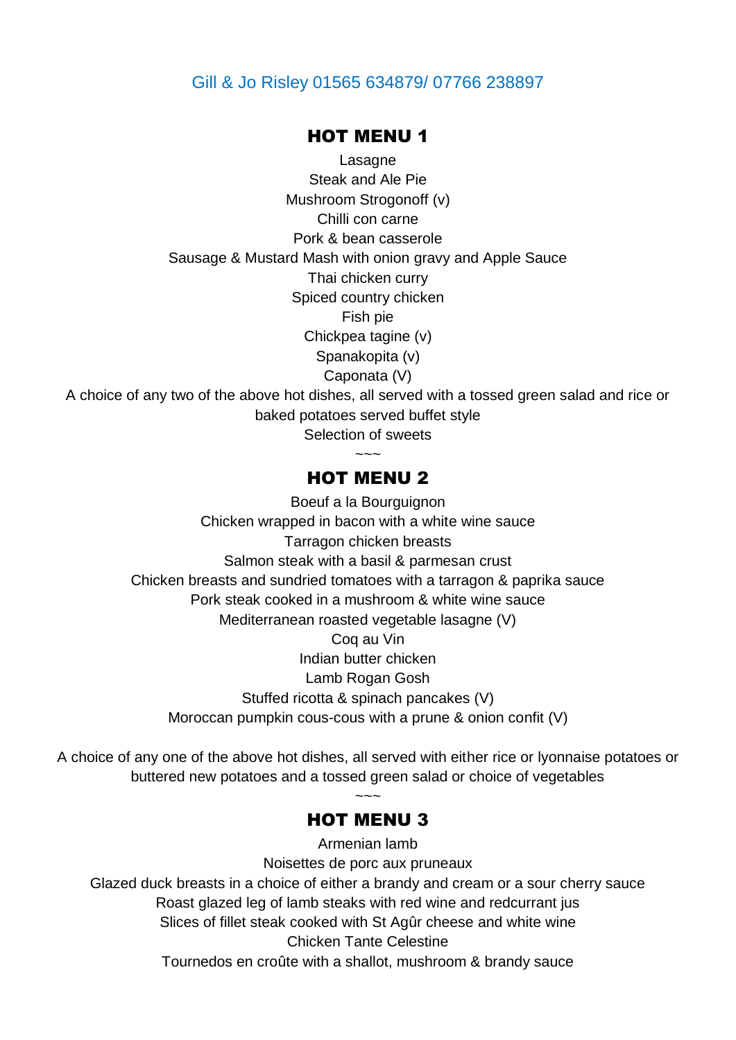Gill & Jo Risley 01565 634879/ 07766 238897

## HOT MENU 1

Lasagne
Steak and Ale Pie
Mushroom Strogonoff (v)
Chilli con carne
Pork & bean casserole
Sausage & Mustard Mash with onion gravy and Apple Sauce
Thai chicken curry
Spiced country chicken
Fish pie
Chickpea tagine (v)
Spanakopita (v)
Caponata (V)

A choice of any two of the above hot dishes, all served with a tossed green salad and rice or baked potatoes served buffet style

Selection of sweets

~~~

## HOT MENU 2

Boeuf a la Bourguignon
Chicken wrapped in bacon with a white wine sauce
Tarragon chicken breasts
Salmon steak with a basil & parmesan crust
Chicken breasts and sundried tomatoes with a tarragon & paprika sauce
Pork steak cooked in a mushroom & white wine sauce
Mediterranean roasted vegetable lasagne (V)
Coq au Vin
Indian butter chicken
Lamb Rogan Gosh
Stuffed ricotta & spinach pancakes (V)
Moroccan pumpkin cous-cous with a prune & onion confit (V)

A choice of any one of the above hot dishes, all served with either rice or lyonnaise potatoes or buttered new potatoes and a tossed green salad or choice of vegetables

~~~

## HOT MENU 3

Armenian lamb
Noisettes de porc aux pruneaux
Glazed duck breasts in a choice of either a brandy and cream or a sour cherry sauce
Roast glazed leg of lamb steaks with red wine and redcurrant jus
Slices of fillet steak cooked with St Agûr cheese and white wine
Chicken Tante Celestine
Tournedos en croûte with a shallot, mushroom & brandy sauce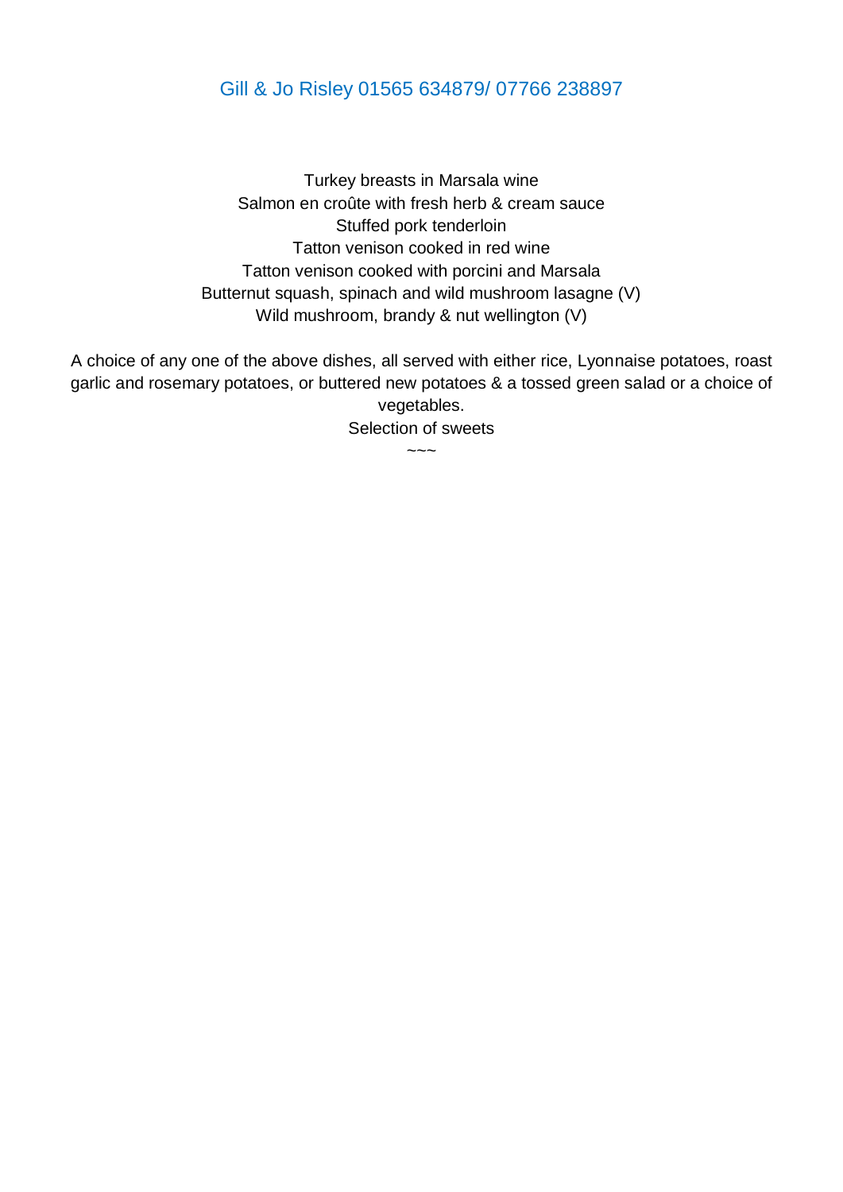Gill & Jo Risley 01565 634879/ 07766 238897

Turkey breasts in Marsala wine
Salmon en croûte with fresh herb & cream sauce
Stuffed pork tenderloin
Tatton venison cooked in red wine
Tatton venison cooked with porcini and Marsala
Butternut squash, spinach and wild mushroom lasagne (V)
Wild mushroom, brandy & nut wellington (V)

A choice of any one of the above dishes, all served with either rice, Lyonnaise potatoes, roast garlic and rosemary potatoes, or buttered new potatoes & a tossed green salad or a choice of vegetables.

Selection of sweets

~~~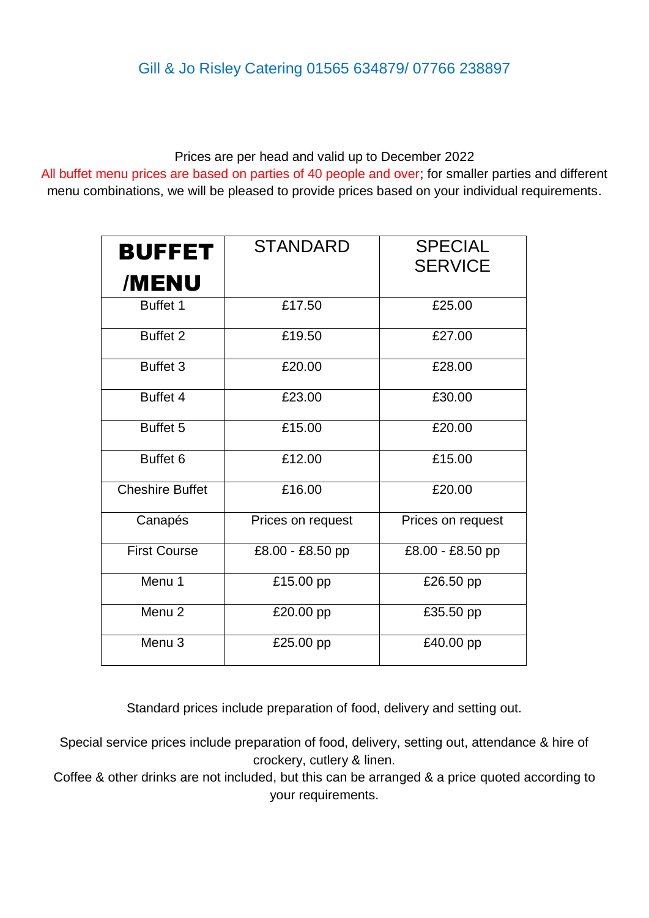Gill & Jo Risley Catering 01565 634879/ 07766 238897

Prices are per head and valid up to December 2022
All buffet menu prices are based on parties of 40 people and over; for smaller parties and different menu combinations, we will be pleased to provide prices based on your individual requirements.

| **BUFFET /MENU** | STANDARD | SPECIAL SERVICE |
|---|---|---|
| Buffet 1 | £17.50 | £25.00 |
| Buffet 2 | £19.50 | £27.00 |
| Buffet 3 | £20.00 | £28.00 |
| Buffet 4 | £23.00 | £30.00 |
| Buffet 5 | £15.00 | £20.00 |
| Buffet 6 | £12.00 | £15.00 |
| Cheshire Buffet | £16.00 | £20.00 |
| Canapés | Prices on request | Prices on request |
| First Course | £8.00 - £8.50 pp | £8.00 - £8.50 pp |
| Menu 1 | £15.00 pp | £26.50 pp |
| Menu 2 | £20.00 pp | £35.50 pp |
| Menu 3 | £25.00 pp | £40.00 pp |

Standard prices include preparation of food, delivery and setting out.

Special service prices include preparation of food, delivery, setting out, attendance & hire of crockery, cutlery & linen.
Coffee & other drinks are not included, but this can be arranged & a price quoted according to your requirements.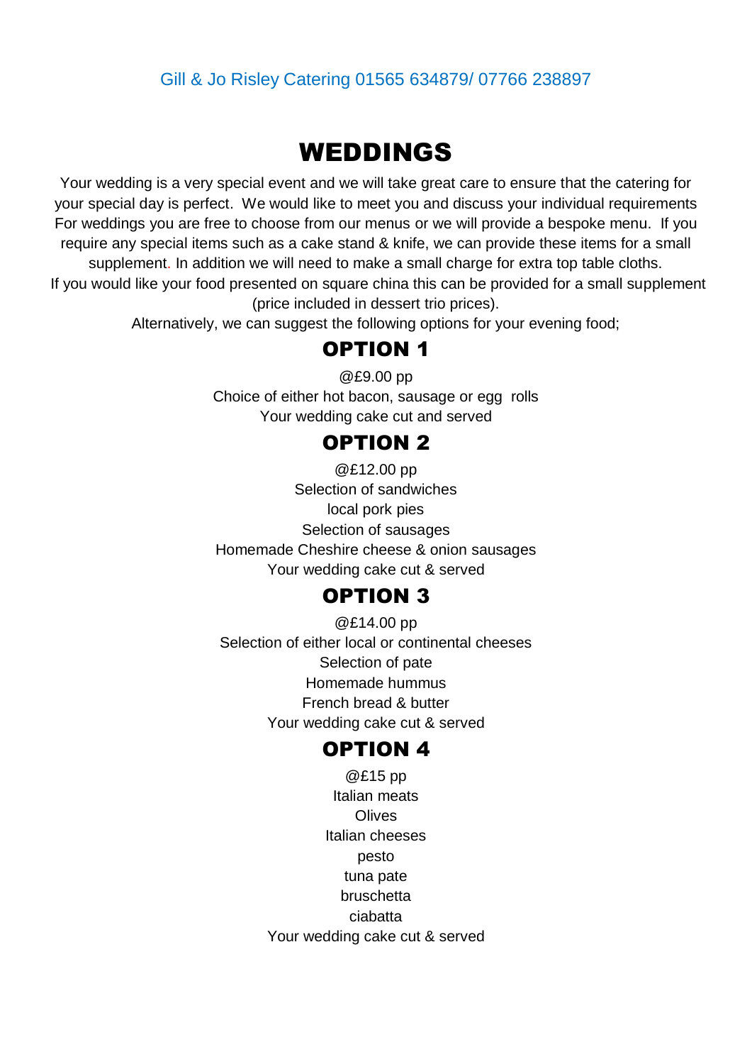Gill & Jo Risley Catering 01565 634879/ 07766 238897

# WEDDINGS

Your wedding is a very special event and we will take great care to ensure that the catering for your special day is perfect. We would like to meet you and discuss your individual requirements For weddings you are free to choose from our menus or we will provide a bespoke menu. If you require any special items such as a cake stand & knife, we can provide these items for a small supplement. In addition we will need to make a small charge for extra top table cloths. If you would like your food presented on square china this can be provided for a small supplement (price included in dessert trio prices).

Alternatively, we can suggest the following options for your evening food;

## OPTION 1

@£9.00 pp

Choice of either hot bacon, sausage or egg rolls

Your wedding cake cut and served

## OPTION 2

@£12.00 pp

Selection of sandwiches

local pork pies

Selection of sausages

Homemade Cheshire cheese & onion sausages

Your wedding cake cut & served

## OPTION 3

@£14.00 pp

Selection of either local or continental cheeses

Selection of pate

Homemade hummus

French bread & butter

Your wedding cake cut & served

## OPTION 4

@£15 pp

Italian meats

Olives

Italian cheeses

pesto

tuna pate

bruschetta

ciabatta

Your wedding cake cut & served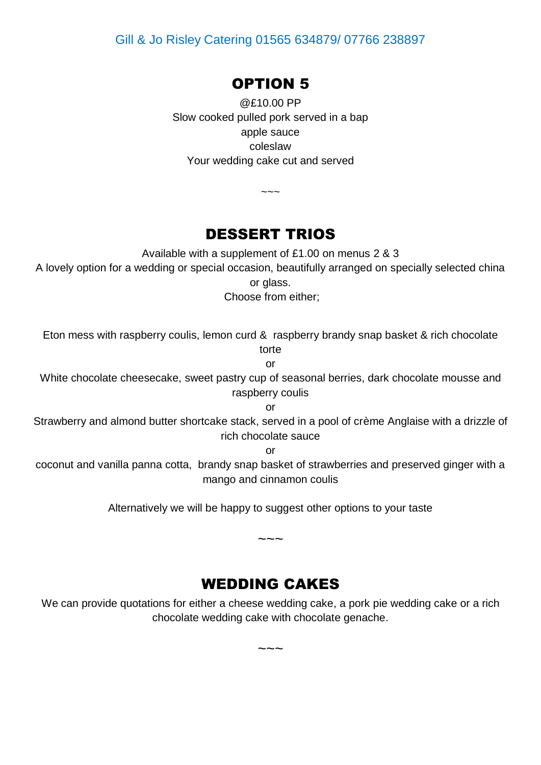Gill & Jo Risley Catering 01565 634879/ 07766 238897

## OPTION 5

@£10.00 PP
Slow cooked pulled pork served in a bap
apple sauce
coleslaw
Your wedding cake cut and served

~~~

## DESSERT TRIOS

Available with a supplement of £1.00 on menus 2 & 3
A lovely option for a wedding or special occasion, beautifully arranged on specially selected china or glass.
Choose from either;

Eton mess with raspberry coulis, lemon curd & raspberry brandy snap basket & rich chocolate torte

or

White chocolate cheesecake, sweet pastry cup of seasonal berries, dark chocolate mousse and raspberry coulis

or

Strawberry and almond butter shortcake stack, served in a pool of crème Anglaise with a drizzle of rich chocolate sauce

or

coconut and vanilla panna cotta, brandy snap basket of strawberries and preserved ginger with a mango and cinnamon coulis

Alternatively we will be happy to suggest other options to your taste

~~~

## WEDDING CAKES

We can provide quotations for either a cheese wedding cake, a pork pie wedding cake or a rich chocolate wedding cake with chocolate genache.

~~~